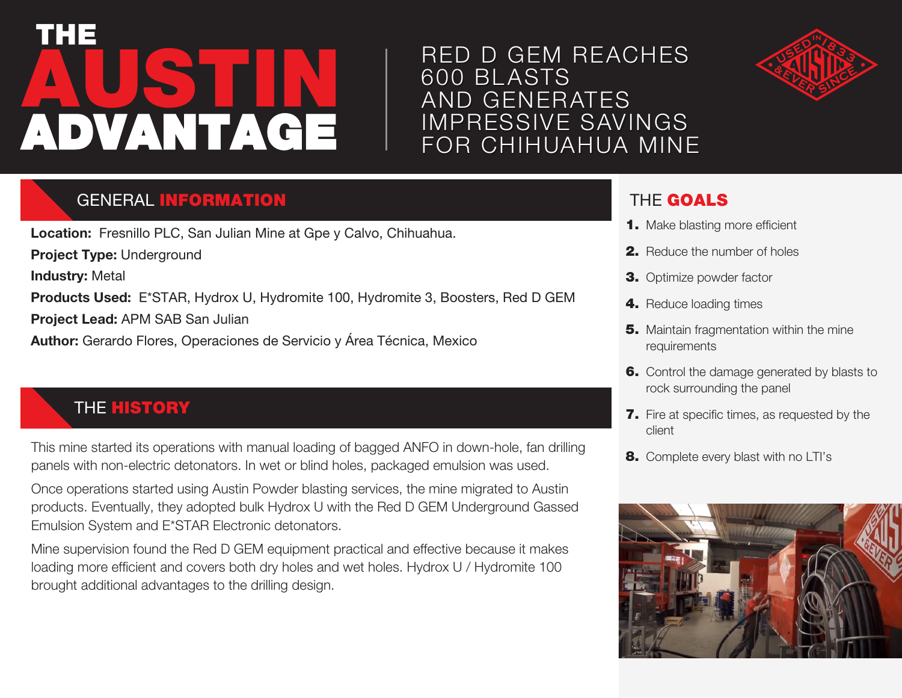# THE AUSTIN ADVANTAGE

# RED D GEM REACHES 600 BLASTS AND GENERATES IMPRESSIVE SAVINGS FOR CHIHUAHUA MINE

## GENERAL INFORMATION

**Location:** Fresnillo PLC, San Julian Mine at Gpe y Calvo, Chihuahua.

**Project Type:** Underground

**Industry:** Metal

**Products Used:** E*STAR, Hydrox U, Hydromite 100, Hydromite 3, Boosters, Red D GEM

**Project Lead:** APM SAB San Julian

**Author:** Gerardo Flores, Operaciones de Servicio y Área Técnica, Mexico

## THE HISTORY

This mine started its operations with manual loading of bagged ANFO in down-hole, fan drilling panels with non-electric detonators. In wet or blind holes, packaged emulsion was used.

Once operations started using Austin Powder blasting services, the mine migrated to Austin products. Eventually, they adopted bulk Hydrox U with the Red D GEM Underground Gassed Emulsion System and E*STAR Electronic detonators.

Mine supervision found the Red D GEM equipment practical and effective because it makes loading more efficient and covers both dry holes and wet holes. Hydrox U / Hydromite 100 brought additional advantages to the drilling design.

## THE GOALS

1. Make blasting more efficient
2. Reduce the number of holes
3. Optimize powder factor
4. Reduce loading times
5. Maintain fragmentation within the mine requirements
6. Control the damage generated by blasts to rock surrounding the panel
7. Fire at specific times, as requested by the client
8. Complete every blast with no LTI's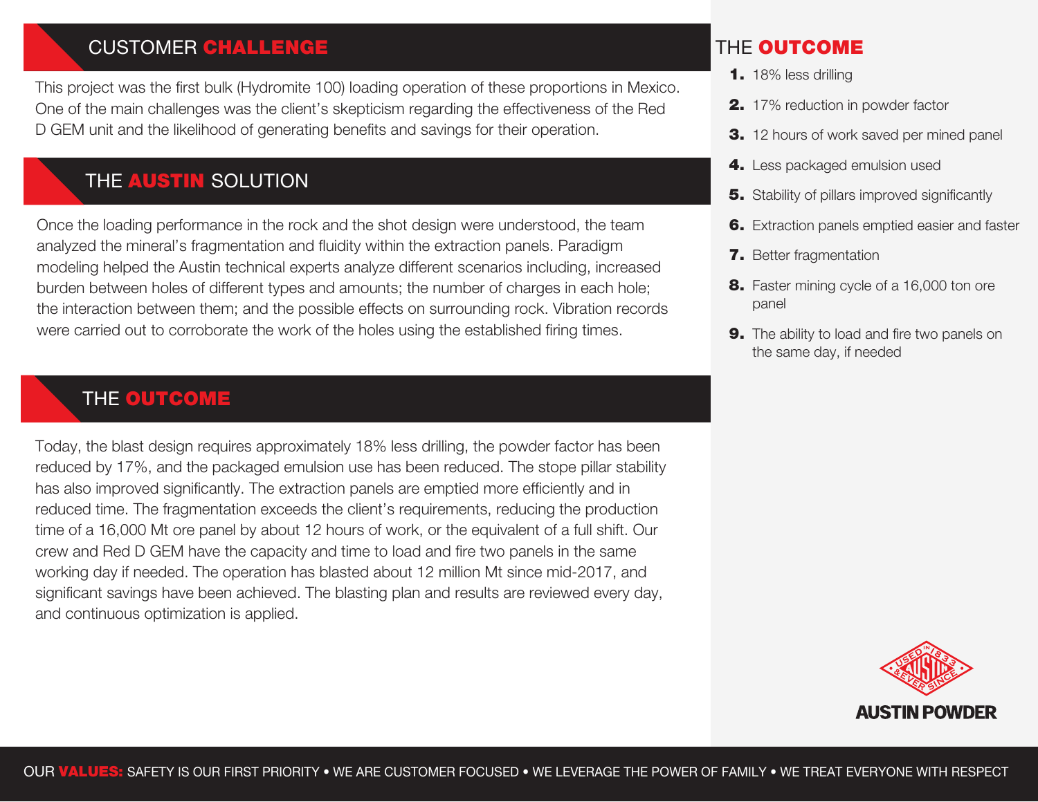## CUSTOMER **CHALLENGE**

This project was the first bulk (Hydromite 100) loading operation of these proportions in Mexico. One of the main challenges was the client's skepticism regarding the effectiveness of the Red D GEM unit and the likelihood of generating benefits and savings for their operation.

## THE **AUSTIN** SOLUTION

Once the loading performance in the rock and the shot design were understood, the team analyzed the mineral's fragmentation and fluidity within the extraction panels. Paradigm modeling helped the Austin technical experts analyze different scenarios including, increased burden between holes of different types and amounts; the number of charges in each hole; the interaction between them; and the possible effects on surrounding rock. Vibration records were carried out to corroborate the work of the holes using the established firing times.

## THE **OUTCOME**

Today, the blast design requires approximately 18% less drilling, the powder factor has been reduced by 17%, and the packaged emulsion use has been reduced. The stope pillar stability has also improved significantly. The extraction panels are emptied more efficiently and in reduced time. The fragmentation exceeds the client's requirements, reducing the production time of a 16,000 Mt ore panel by about 12 hours of work, or the equivalent of a full shift. Our crew and Red D GEM have the capacity and time to load and fire two panels in the same working day if needed. The operation has blasted about 12 million Mt since mid-2017, and significant savings have been achieved. The blasting plan and results are reviewed every day, and continuous optimization is applied.

## THE **OUTCOME**

1. 18% less drilling
2. 17% reduction in powder factor
3. 12 hours of work saved per mined panel
4. Less packaged emulsion used
5. Stability of pillars improved significantly
6. Extraction panels emptied easier and faster
7. Better fragmentation
8. Faster mining cycle of a 16,000 ton ore panel
9. The ability to load and fire two panels on the same day, if needed

AUSTIN POWDER

OUR **VALUES:** SAFETY IS OUR FIRST PRIORITY • WE ARE CUSTOMER FOCUSED • WE LEVERAGE THE POWER OF FAMILY • WE TREAT EVERYONE WITH RESPECT